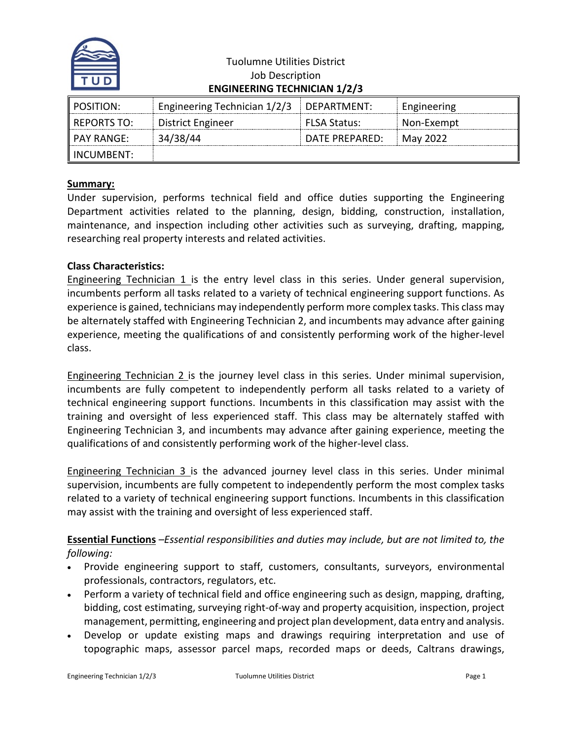Tuolumne Utilities District
Job Description
**ENGINEERING TECHNICIAN 1/2/3**

| POSITION: | Engineering Technician 1/2/3 | DEPARTMENT: | Engineering |
|---|---|---|---|
| REPORTS TO: | District Engineer | FLSA Status: | Non-Exempt |
| PAY RANGE: | 34/38/44 | DATE PREPARED: | May 2022 |
| INCUMBENT: | | | |

**Summary:**

Under supervision, performs technical field and office duties supporting the Engineering Department activities related to the planning, design, bidding, construction, installation, maintenance, and inspection including other activities such as surveying, drafting, mapping, researching real property interests and related activities.

**Class Characteristics:**

Engineering Technician 1 is the entry level class in this series. Under general supervision, incumbents perform all tasks related to a variety of technical engineering support functions. As experience is gained, technicians may independently perform more complex tasks. This class may be alternately staffed with Engineering Technician 2, and incumbents may advance after gaining experience, meeting the qualifications of and consistently performing work of the higher-level class.

Engineering Technician 2 is the journey level class in this series. Under minimal supervision, incumbents are fully competent to independently perform all tasks related to a variety of technical engineering support functions. Incumbents in this classification may assist with the training and oversight of less experienced staff. This class may be alternately staffed with Engineering Technician 3, and incumbents may advance after gaining experience, meeting the qualifications of and consistently performing work of the higher-level class.

Engineering Technician 3 is the advanced journey level class in this series. Under minimal supervision, incumbents are fully competent to independently perform the most complex tasks related to a variety of technical engineering support functions. Incumbents in this classification may assist with the training and oversight of less experienced staff.

**Essential Functions** –*Essential responsibilities and duties may include, but are not limited to, the following:*

- Provide engineering support to staff, customers, consultants, surveyors, environmental professionals, contractors, regulators, etc.
- Perform a variety of technical field and office engineering such as design, mapping, drafting, bidding, cost estimating, surveying right-of-way and property acquisition, inspection, project management, permitting, engineering and project plan development, data entry and analysis.
- Develop or update existing maps and drawings requiring interpretation and use of topographic maps, assessor parcel maps, recorded maps or deeds, Caltrans drawings,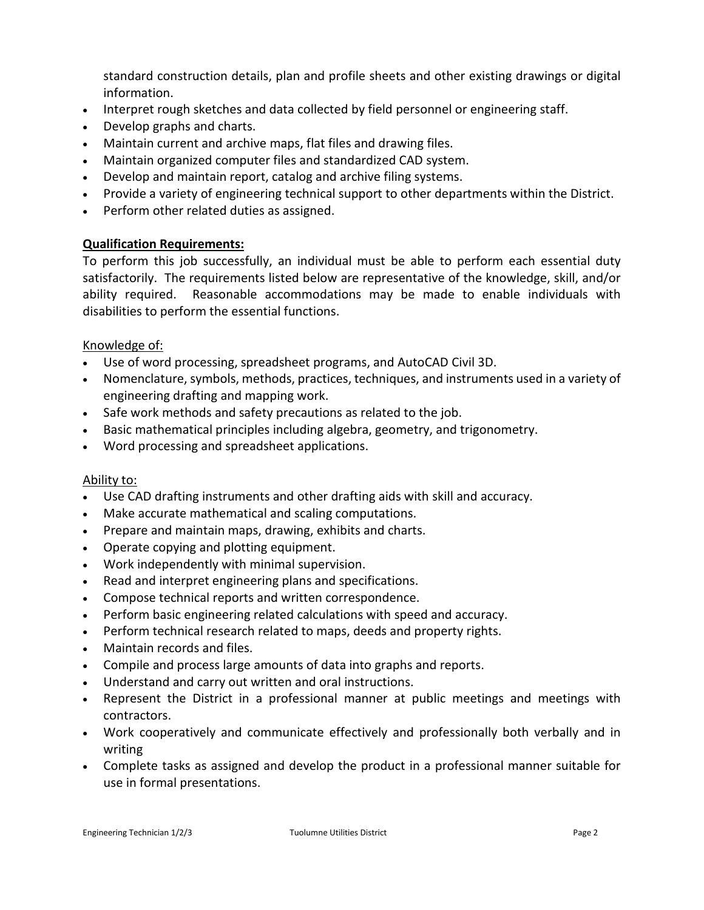standard construction details, plan and profile sheets and other existing drawings or digital information.

- Interpret rough sketches and data collected by field personnel or engineering staff.
- Develop graphs and charts.
- Maintain current and archive maps, flat files and drawing files.
- Maintain organized computer files and standardized CAD system.
- Develop and maintain report, catalog and archive filing systems.
- Provide a variety of engineering technical support to other departments within the District.
- Perform other related duties as assigned.

**Qualification Requirements:**

To perform this job successfully, an individual must be able to perform each essential duty satisfactorily. The requirements listed below are representative of the knowledge, skill, and/or ability required. Reasonable accommodations may be made to enable individuals with disabilities to perform the essential functions.

Knowledge of:

- Use of word processing, spreadsheet programs, and AutoCAD Civil 3D.
- Nomenclature, symbols, methods, practices, techniques, and instruments used in a variety of engineering drafting and mapping work.
- Safe work methods and safety precautions as related to the job.
- Basic mathematical principles including algebra, geometry, and trigonometry.
- Word processing and spreadsheet applications.

Ability to:

- Use CAD drafting instruments and other drafting aids with skill and accuracy.
- Make accurate mathematical and scaling computations.
- Prepare and maintain maps, drawing, exhibits and charts.
- Operate copying and plotting equipment.
- Work independently with minimal supervision.
- Read and interpret engineering plans and specifications.
- Compose technical reports and written correspondence.
- Perform basic engineering related calculations with speed and accuracy.
- Perform technical research related to maps, deeds and property rights.
- Maintain records and files.
- Compile and process large amounts of data into graphs and reports.
- Understand and carry out written and oral instructions.
- Represent the District in a professional manner at public meetings and meetings with contractors.
- Work cooperatively and communicate effectively and professionally both verbally and in writing
- Complete tasks as assigned and develop the product in a professional manner suitable for use in formal presentations.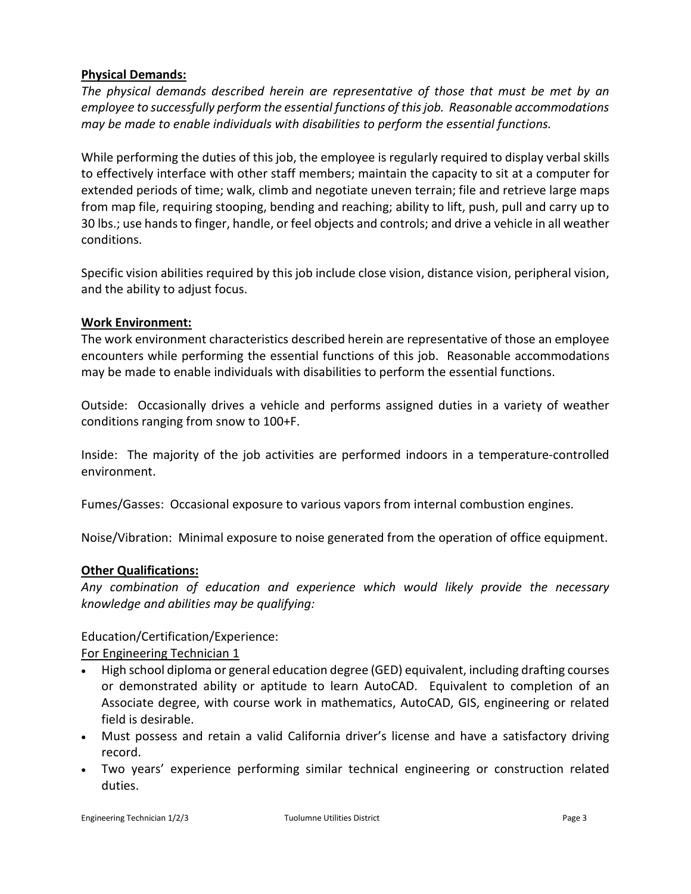**Physical Demands:**

*The physical demands described herein are representative of those that must be met by an employee to successfully perform the essential functions of this job. Reasonable accommodations may be made to enable individuals with disabilities to perform the essential functions.*

While performing the duties of this job, the employee is regularly required to display verbal skills to effectively interface with other staff members; maintain the capacity to sit at a computer for extended periods of time; walk, climb and negotiate uneven terrain; file and retrieve large maps from map file, requiring stooping, bending and reaching; ability to lift, push, pull and carry up to 30 lbs.; use hands to finger, handle, or feel objects and controls; and drive a vehicle in all weather conditions.

Specific vision abilities required by this job include close vision, distance vision, peripheral vision, and the ability to adjust focus.

**Work Environment:**

The work environment characteristics described herein are representative of those an employee encounters while performing the essential functions of this job. Reasonable accommodations may be made to enable individuals with disabilities to perform the essential functions.

Outside: Occasionally drives a vehicle and performs assigned duties in a variety of weather conditions ranging from snow to 100+F.

Inside: The majority of the job activities are performed indoors in a temperature-controlled environment.

Fumes/Gasses: Occasional exposure to various vapors from internal combustion engines.

Noise/Vibration: Minimal exposure to noise generated from the operation of office equipment.

**Other Qualifications:**

*Any combination of education and experience which would likely provide the necessary knowledge and abilities may be qualifying:*

Education/Certification/Experience:

For Engineering Technician 1

- High school diploma or general education degree (GED) equivalent, including drafting courses or demonstrated ability or aptitude to learn AutoCAD. Equivalent to completion of an Associate degree, with course work in mathematics, AutoCAD, GIS, engineering or related field is desirable.
- Must possess and retain a valid California driver's license and have a satisfactory driving record.
- Two years' experience performing similar technical engineering or construction related duties.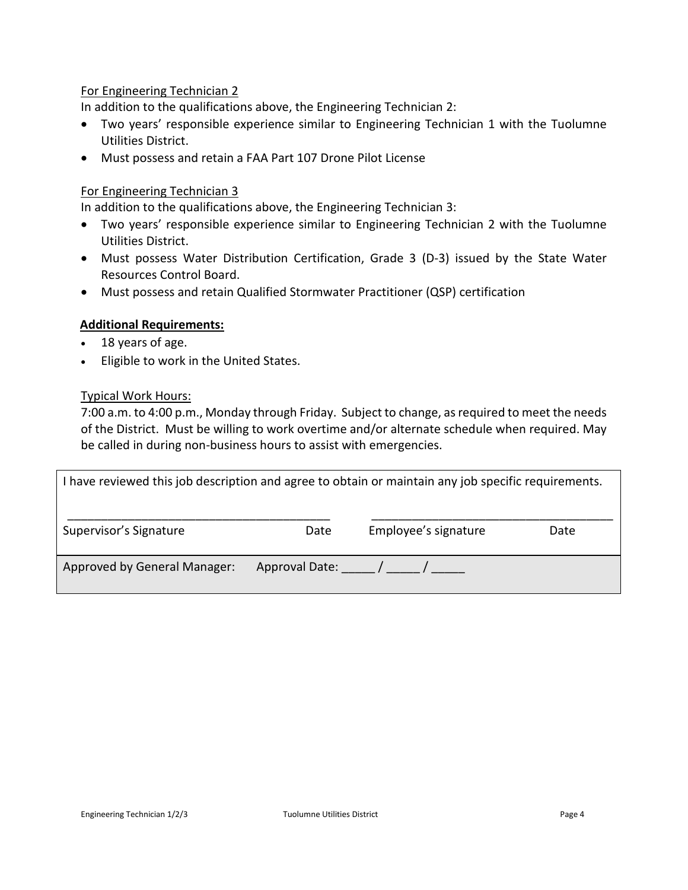For Engineering Technician 2

In addition to the qualifications above, the Engineering Technician 2:

- Two years' responsible experience similar to Engineering Technician 1 with the Tuolumne Utilities District.
- Must possess and retain a FAA Part 107 Drone Pilot License

For Engineering Technician 3

In addition to the qualifications above, the Engineering Technician 3:

- Two years' responsible experience similar to Engineering Technician 2 with the Tuolumne Utilities District.
- Must possess Water Distribution Certification, Grade 3 (D-3) issued by the State Water Resources Control Board.
- Must possess and retain Qualified Stormwater Practitioner (QSP) certification

**Additional Requirements:**

- 18 years of age.
- Eligible to work in the United States.

Typical Work Hours:

7:00 a.m. to 4:00 p.m., Monday through Friday. Subject to change, as required to meet the needs of the District. Must be willing to work overtime and/or alternate schedule when required. May be called in during non-business hours to assist with emergencies.

I have reviewed this job description and agree to obtain or maintain any job specific requirements.

| | | | |
|---|---|---|---|
| ________________________________________ | | ____________________________________ | |
| Supervisor's Signature | Date | Employee's signature | Date |
| Approved by General Manager: | Approval Date: _____ / _____ / _____ | | |